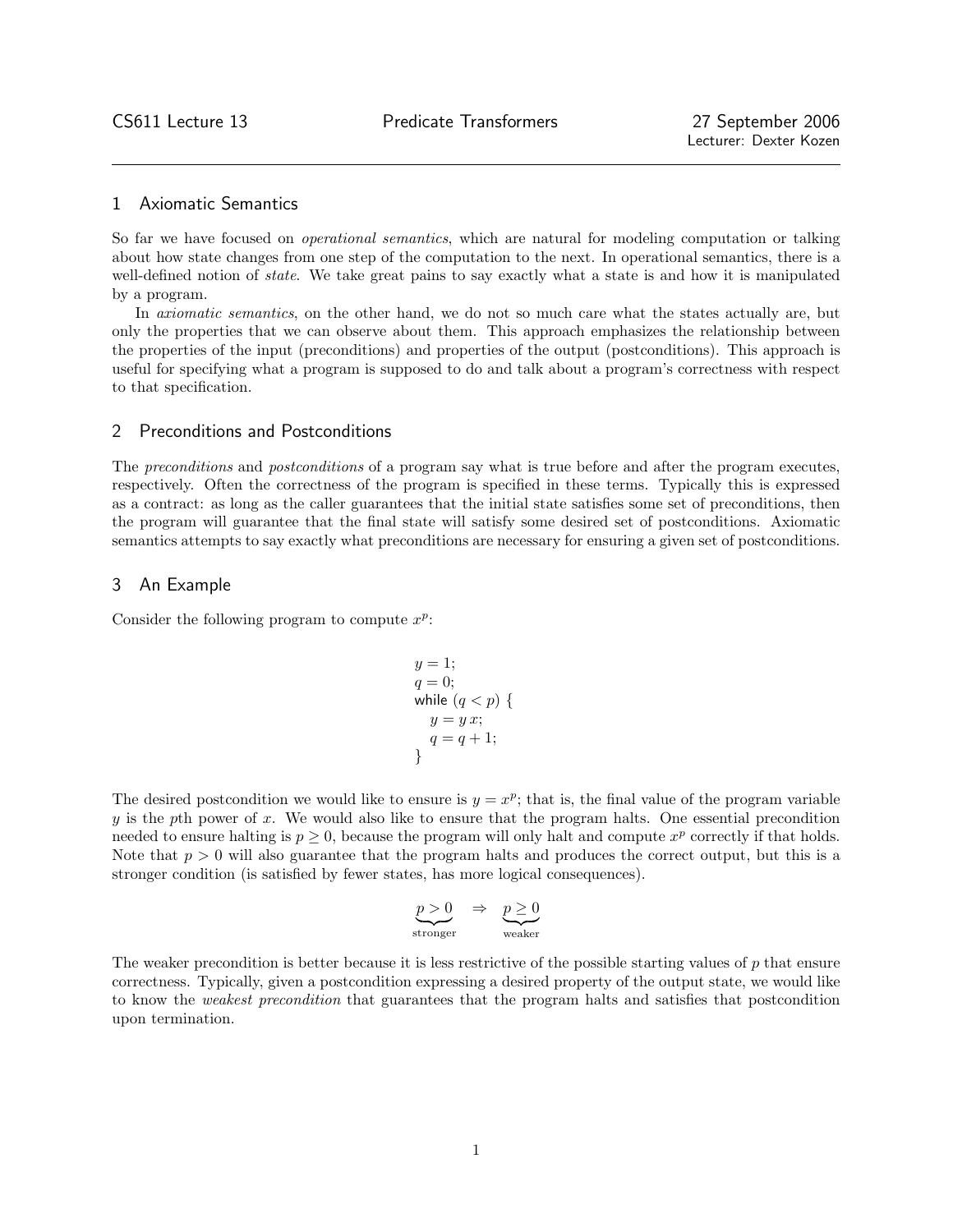CS611 Lecture 13 — Predicate Transformers — 27 September 2006

Lecturer: Dexter Kozen

## 1 Axiomatic Semantics

So far we have focused on *operational semantics*, which are natural for modeling computation or talking about how state changes from one step of the computation to the next. In operational semantics, there is a well-defined notion of *state*. We take great pains to say exactly what a state is and how it is manipulated by a program.

In *axiomatic semantics*, on the other hand, we do not so much care what the states actually are, but only the properties that we can observe about them. This approach emphasizes the relationship between the properties of the input (preconditions) and properties of the output (postconditions). This approach is useful for specifying what a program is supposed to do and talk about a program's correctness with respect to that specification.

## 2 Preconditions and Postconditions

The *preconditions* and *postconditions* of a program say what is true before and after the program executes, respectively. Often the correctness of the program is specified in these terms. Typically this is expressed as a contract: as long as the caller guarantees that the initial state satisfies some set of preconditions, then the program will guarantee that the final state will satisfy some desired set of postconditions. Axiomatic semantics attempts to say exactly what preconditions are necessary for ensuring a given set of postconditions.

## 3 An Example

Consider the following program to compute $x^p$:

```
y = 1;
q = 0;
while (q < p) {
   y = y x;
   q = q + 1;
}
```

The desired postcondition we would like to ensure is $y = x^p$; that is, the final value of the program variable $y$ is the $p$th power of $x$. We would also like to ensure that the program halts. One essential precondition needed to ensure halting is $p \geq 0$, because the program will only halt and compute $x^p$ correctly if that holds. Note that $p > 0$ will also guarantee that the program halts and produces the correct output, but this is a stronger condition (is satisfied by fewer states, has more logical consequences).

$$\underbrace{p > 0}_{\text{stronger}} \quad \Rightarrow \quad \underbrace{p \geq 0}_{\text{weaker}}$$

The weaker precondition is better because it is less restrictive of the possible starting values of $p$ that ensure correctness. Typically, given a postcondition expressing a desired property of the output state, we would like to know the *weakest precondition* that guarantees that the program halts and satisfies that postcondition upon termination.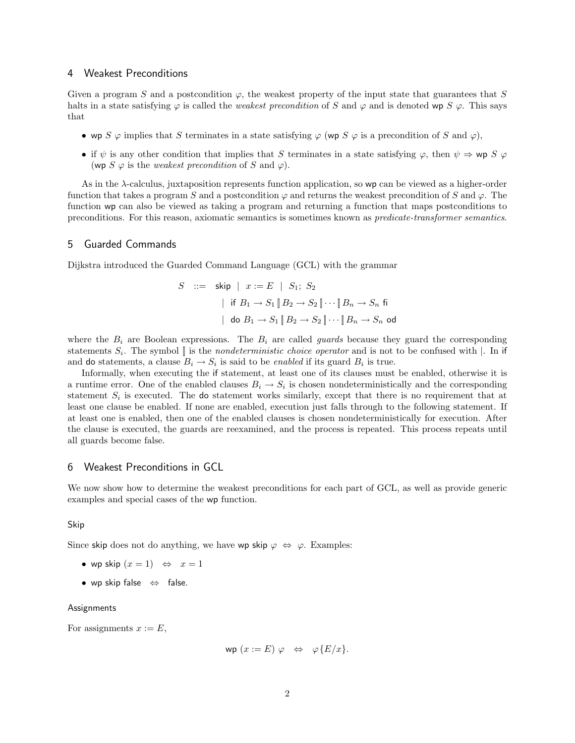## 4 Weakest Preconditions

Given a program $S$ and a postcondition $\varphi$, the weakest property of the input state that guarantees that $S$ halts in a state satisfying $\varphi$ is called the *weakest precondition* of $S$ and $\varphi$ and is denoted $\mathsf{wp}\ S\ \varphi$. This says that

- $\mathsf{wp}\ S\ \varphi$ implies that $S$ terminates in a state satisfying $\varphi$ ($\mathsf{wp}\ S\ \varphi$ is a precondition of $S$ and $\varphi$),
- if $\psi$ is any other condition that implies that $S$ terminates in a state satisfying $\varphi$, then $\psi \Rightarrow \mathsf{wp}\ S\ \varphi$ ($\mathsf{wp}\ S\ \varphi$ is the *weakest precondition* of $S$ and $\varphi$).

As in the $\lambda$-calculus, juxtaposition represents function application, so $\mathsf{wp}$ can be viewed as a higher-order function that takes a program $S$ and a postcondition $\varphi$ and returns the weakest precondition of $S$ and $\varphi$. The function $\mathsf{wp}$ can also be viewed as taking a program and returning a function that maps postconditions to preconditions. For this reason, axiomatic semantics is sometimes known as *predicate-transformer semantics*.

## 5 Guarded Commands

Dijkstra introduced the Guarded Command Language (GCL) with the grammar

$$
\begin{aligned}
S \quad ::= \quad & \mathsf{skip} \ \mid \ x := E \ \mid \ S_1;\ S_2 \\
\mid \ & \mathsf{if}\ B_1 \rightarrow S_1 \mathbin{[\!]} B_2 \rightarrow S_2 \mathbin{[\!]} \cdots \mathbin{[\!]} B_n \rightarrow S_n\ \mathsf{fi} \\
\mid \ & \mathsf{do}\ B_1 \rightarrow S_1 \mathbin{[\!]} B_2 \rightarrow S_2 \mathbin{[\!]} \cdots \mathbin{[\!]} B_n \rightarrow S_n\ \mathsf{od}
\end{aligned}
$$

where the $B_i$ are Boolean expressions. The $B_i$ are called *guards* because they guard the corresponding statements $S_i$. The symbol $[\!]$ is the *nondeterministic choice operator* and is not to be confused with $\mid$. In $\mathsf{if}$ and $\mathsf{do}$ statements, a clause $B_i \rightarrow S_i$ is said to be *enabled* if its guard $B_i$ is true.

Informally, when executing the $\mathsf{if}$ statement, at least one of its clauses must be enabled, otherwise it is a runtime error. One of the enabled clauses $B_i \rightarrow S_i$ is chosen nondeterministically and the corresponding statement $S_i$ is executed. The $\mathsf{do}$ statement works similarly, except that there is no requirement that at least one clause be enabled. If none are enabled, execution just falls through to the following statement. If at least one is enabled, then one of the enabled clauses is chosen nondeterministically for execution. After the clause is executed, the guards are reexamined, and the process is repeated. This process repeats until all guards become false.

## 6 Weakest Preconditions in GCL

We now show how to determine the weakest preconditions for each part of GCL, as well as provide generic examples and special cases of the $\mathsf{wp}$ function.

### Skip

Since $\mathsf{skip}$ does not do anything, we have $\mathsf{wp\ skip}\ \varphi \ \Leftrightarrow\ \varphi$. Examples:

- $\mathsf{wp\ skip}\ (x = 1) \quad \Leftrightarrow \quad x = 1$
- $\mathsf{wp\ skip\ false} \quad \Leftrightarrow \quad \mathsf{false}.$

### Assignments

For assignments $x := E$,

$$\mathsf{wp}\ (x := E)\ \varphi \quad \Leftrightarrow \quad \varphi\{E/x\}.$$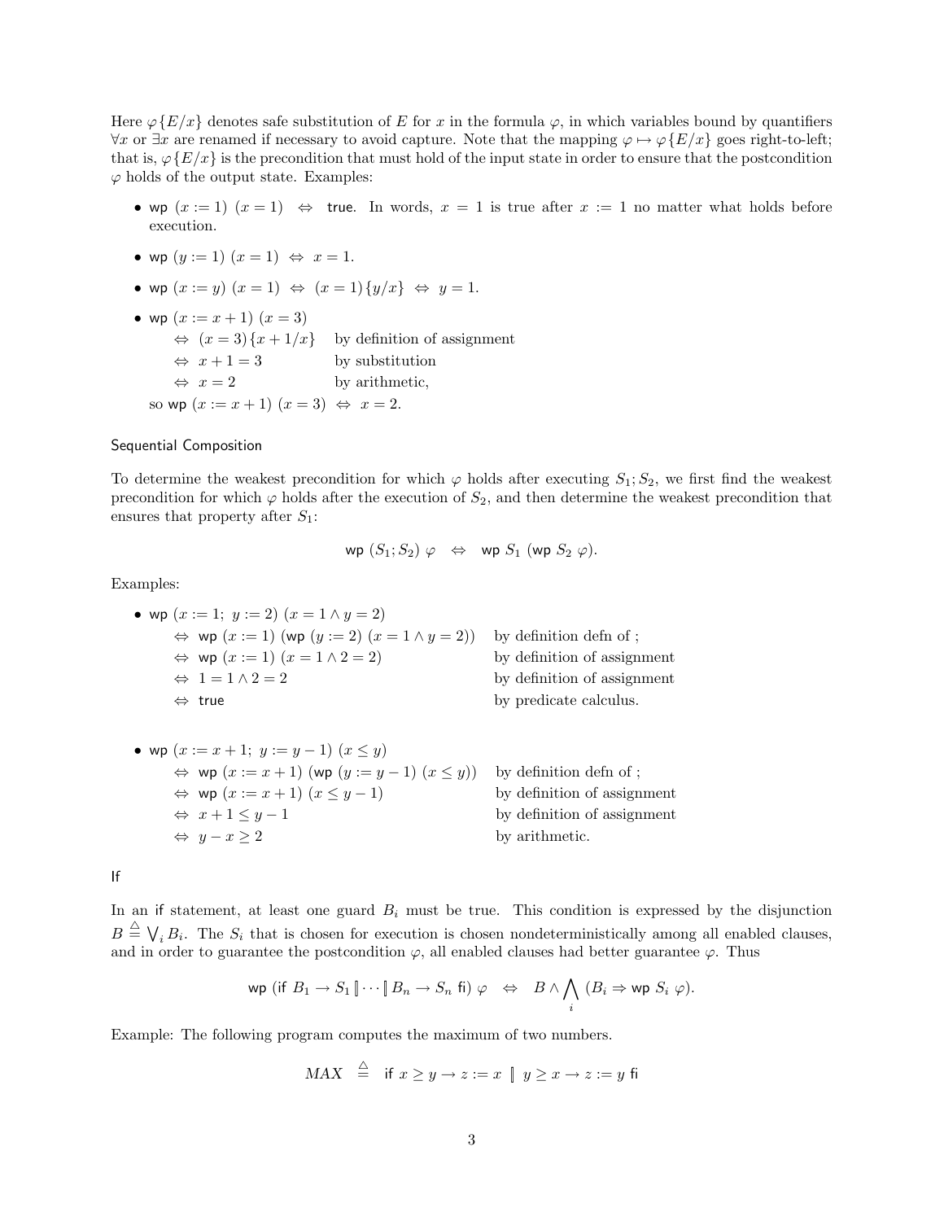Here $\varphi\{E/x\}$ denotes safe substitution of $E$ for $x$ in the formula $\varphi$, in which variables bound by quantifiers $\forall x$ or $\exists x$ are renamed if necessary to avoid capture. Note that the mapping $\varphi \mapsto \varphi\{E/x\}$ goes right-to-left; that is, $\varphi\{E/x\}$ is the precondition that must hold of the input state in order to ensure that the postcondition $\varphi$ holds of the output state. Examples:

- $\mathsf{wp}\ (x := 1)\ (x = 1) \ \Leftrightarrow\ \mathsf{true}$. In words, $x = 1$ is true after $x := 1$ no matter what holds before execution.
- $\mathsf{wp}\ (y := 1)\ (x = 1) \ \Leftrightarrow\ x = 1$.
- $\mathsf{wp}\ (x := y)\ (x = 1) \ \Leftrightarrow\ (x = 1)\{y/x\} \ \Leftrightarrow\ y = 1$.
- $\mathsf{wp}\ (x := x + 1)\ (x = 3)$

  $\Leftrightarrow\ (x = 3)\{x + 1/x\}$ by definition of assignment

  $\Leftrightarrow\ x + 1 = 3$ by substitution

  $\Leftrightarrow\ x = 2$ by arithmetic,

  so $\mathsf{wp}\ (x := x + 1)\ (x = 3) \ \Leftrightarrow\ x = 2$.

### Sequential Composition

To determine the weakest precondition for which $\varphi$ holds after executing $S_1; S_2$, we first find the weakest precondition for which $\varphi$ holds after the execution of $S_2$, and then determine the weakest precondition that ensures that property after $S_1$:

$$\mathsf{wp}\ (S_1; S_2)\ \varphi \quad \Leftrightarrow \quad \mathsf{wp}\ S_1\ (\mathsf{wp}\ S_2\ \varphi).$$

Examples:

- $\mathsf{wp}\ (x := 1;\ y := 2)\ (x = 1 \wedge y = 2)$

  $\Leftrightarrow\ \mathsf{wp}\ (x := 1)\ (\mathsf{wp}\ (y := 2)\ (x = 1 \wedge y = 2))$ by definition defn of ;

  $\Leftrightarrow\ \mathsf{wp}\ (x := 1)\ (x = 1 \wedge 2 = 2)$ by definition of assignment

  $\Leftrightarrow\ 1 = 1 \wedge 2 = 2$ by definition of assignment

  $\Leftrightarrow\ \mathsf{true}$ by predicate calculus.

- $\mathsf{wp}\ (x := x + 1;\ y := y - 1)\ (x \leq y)$

  $\Leftrightarrow\ \mathsf{wp}\ (x := x + 1)\ (\mathsf{wp}\ (y := y - 1)\ (x \leq y))$ by definition defn of ;

  $\Leftrightarrow\ \mathsf{wp}\ (x := x + 1)\ (x \leq y - 1)$ by definition of assignment

  $\Leftrightarrow\ x + 1 \leq y - 1$ by definition of assignment

  $\Leftrightarrow\ y - x \geq 2$ by arithmetic.

### If

In an if statement, at least one guard $B_i$ must be true. This condition is expressed by the disjunction $B \stackrel{\triangle}{=} \bigvee_i B_i$. The $S_i$ that is chosen for execution is chosen nondeterministically among all enabled clauses, and in order to guarantee the postcondition $\varphi$, all enabled clauses had better guarantee $\varphi$. Thus

$$\mathsf{wp}\ (\mathsf{if}\ B_1 \rightarrow S_1\ [\!]\ \cdots\ [\!]\ B_n \rightarrow S_n\ \mathsf{fi})\ \varphi \quad \Leftrightarrow \quad B \wedge \bigwedge_i\ (B_i \Rightarrow \mathsf{wp}\ S_i\ \varphi).$$

Example: The following program computes the maximum of two numbers.

$$MAX \ \stackrel{\triangle}{=}\ \mathsf{if}\ x \geq y \rightarrow z := x\ [\!]\ y \geq x \rightarrow z := y\ \mathsf{fi}$$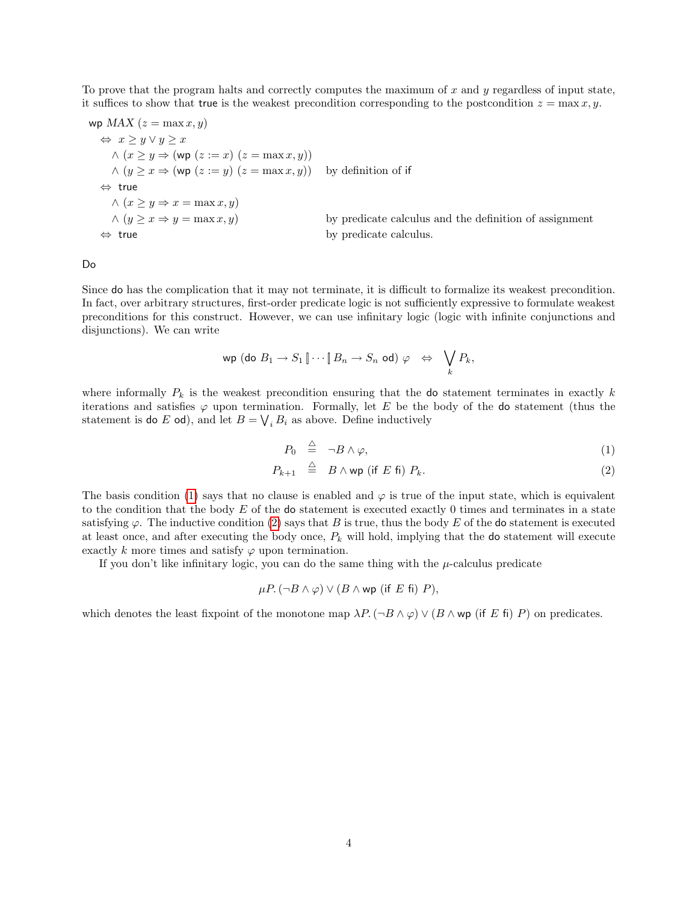To prove that the program halts and correctly computes the maximum of $x$ and $y$ regardless of input state, it suffices to show that true is the weakest precondition corresponding to the postcondition $z = \max x, y$.

$$
\begin{array}{lll}
\mathsf{wp}\ \mathit{MAX}\ (z = \max x, y) & & \\
\quad \Leftrightarrow\ x \geq y \vee y \geq x & & \\
\qquad \wedge\ (x \geq y \Rightarrow (\mathsf{wp}\ (z := x)\ (z = \max x, y)) & & \\
\qquad \wedge\ (y \geq x \Rightarrow (\mathsf{wp}\ (z := y)\ (z = \max x, y)) & & \text{by definition of } \mathsf{if} \\
\quad \Leftrightarrow\ \mathsf{true} & & \\
\qquad \wedge\ (x \geq y \Rightarrow x = \max x, y) & & \\
\qquad \wedge\ (y \geq x \Rightarrow y = \max x, y) & & \text{by predicate calculus and the definition of assignment} \\
\quad \Leftrightarrow\ \mathsf{true} & & \text{by predicate calculus.}
\end{array}
$$

### Do

Since do has the complication that it may not terminate, it is difficult to formalize its weakest precondition. In fact, over arbitrary structures, first-order predicate logic is not sufficiently expressive to formulate weakest preconditions for this construct. However, we can use infinitary logic (logic with infinite conjunctions and disjunctions). We can write

$$
\mathsf{wp}\ (\mathsf{do}\ B_1 \rightarrow S_1 \,[\!]\, \cdots \,[\!]\, B_n \rightarrow S_n\ \mathsf{od})\ \varphi \quad \Leftrightarrow \quad \bigvee_k P_k,
$$

where informally $P_k$ is the weakest precondition ensuring that the do statement terminates in exactly $k$ iterations and satisfies $\varphi$ upon termination. Formally, let $E$ be the body of the do statement (thus the statement is do $E$ od), and let $B = \bigvee_i B_i$ as above. Define inductively

$$
P_0 \stackrel{\triangle}{=} \neg B \wedge \varphi, \tag{1}
$$

$$
P_{k+1} \stackrel{\triangle}{=} B \wedge \mathsf{wp}\ (\mathsf{if}\ E\ \mathsf{fi})\ P_k. \tag{2}
$$

The basis condition (1) says that no clause is enabled and $\varphi$ is true of the input state, which is equivalent to the condition that the body $E$ of the do statement is executed exactly 0 times and terminates in a state satisfying $\varphi$. The inductive condition (2) says that $B$ is true, thus the body $E$ of the do statement is executed at least once, and after executing the body once, $P_k$ will hold, implying that the do statement will execute exactly $k$ more times and satisfy $\varphi$ upon termination.

If you don't like infinitary logic, you can do the same thing with the $\mu$-calculus predicate

$$
\mu P. (\neg B \wedge \varphi) \vee (B \wedge \mathsf{wp}\ (\mathsf{if}\ E\ \mathsf{fi})\ P),
$$

which denotes the least fixpoint of the monotone map $\lambda P. (\neg B \wedge \varphi) \vee (B \wedge \mathsf{wp}\ (\mathsf{if}\ E\ \mathsf{fi})\ P)$ on predicates.